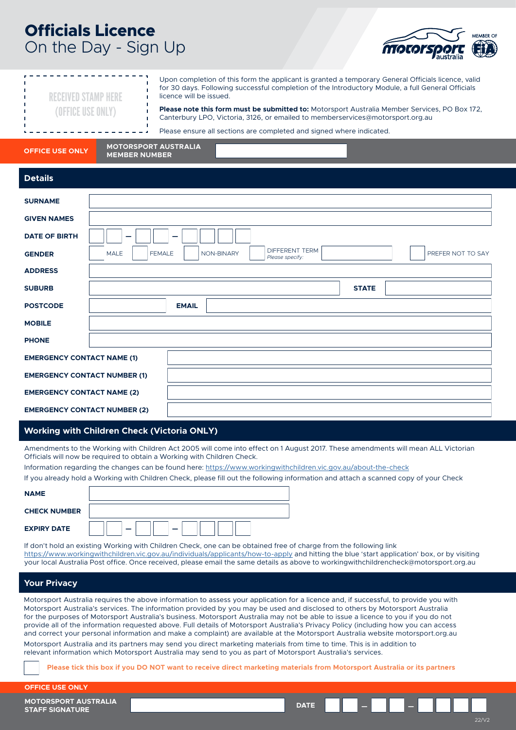# Officials Licence
On the Day - Sign Up

RECEIVED STAMP HERE (OFFICE USE ONLY)

Upon completion of this form the applicant is granted a temporary General Officials licence, valid for 30 days. Following successful completion of the Introductory Module, a full General Officials licence will be issued.

**Please note this form must be submitted to:** Motorsport Australia Member Services, PO Box 172, Canterbury LPO, Victoria, 3126, or emailed to memberservices@motorsport.org.au

Please ensure all sections are completed and signed where indicated.

| | | |
|---|---|---|
| **OFFICE USE ONLY** | **MOTORSPORT AUSTRALIA MEMBER NUMBER** | |

## Details

| | |
|---|---|
| **SURNAME** | |
| **GIVEN NAMES** | |
| **DATE OF BIRTH** | _ _ – _ _ – _ _ _ _ |
| **GENDER** | MALE / FEMALE / NON-BINARY / DIFFERENT TERM *Please specify:* / PREFER NOT TO SAY |
| **ADDRESS** | |
| **SUBURB** | **STATE** |
| **POSTCODE** | **EMAIL** |
| **MOBILE** | |
| **PHONE** | |
| **EMERGENCY CONTACT NAME (1)** | |
| **EMERGENCY CONTACT NUMBER (1)** | |
| **EMERGENCY CONTACT NAME (2)** | |
| **EMERGENCY CONTACT NUMBER (2)** | |

## Working with Children Check (Victoria ONLY)

Amendments to the Working with Children Act 2005 will come into effect on 1 August 2017. These amendments will mean ALL Victorian Officials will now be required to obtain a Working with Children Check.

Information regarding the changes can be found here: https://www.workingwithchildren.vic.gov.au/about-the-check

If you already hold a Working with Children Check, please fill out the following information and attach a scanned copy of your Check

| | |
|---|---|
| **NAME** | |
| **CHECK NUMBER** | |
| **EXPIRY DATE** | _ _ – _ _ – _ _ _ _ |

If don't hold an existing Working with Children Check, one can be obtained free of charge from the following link https://www.workingwithchildren.vic.gov.au/individuals/applicants/how-to-apply and hitting the blue 'start application' box, or by visiting your local Australia Post office. Once received, please email the same details as above to workingwithchildrencheck@motorsport.org.au

## Your Privacy

Motorsport Australia requires the above information to assess your application for a licence and, if successful, to provide you with Motorsport Australia's services. The information provided by you may be used and disclosed to others by Motorsport Australia for the purposes of Motorsport Australia's business. Motorsport Australia may not be able to issue a licence to you if you do not provide all of the information requested above. Full details of Motorsport Australia's Privacy Policy (including how you can access and correct your personal information and make a complaint) are available at the Motorsport Australia website motorsport.org.au

Motorsport Australia and its partners may send you direct marketing materials from time to time. This is in addition to relevant information which Motorsport Australia may send to you as part of Motorsport Australia's services.

☐ **Please tick this box if you DO NOT want to receive direct marketing materials from Motorsport Australia or its partners**

**OFFICE USE ONLY**

| | | | |
|---|---|---|---|
| **MOTORSPORT AUSTRALIA STAFF SIGNATURE** | | **DATE** | _ _ – _ _ – _ _ _ _ |

22/V2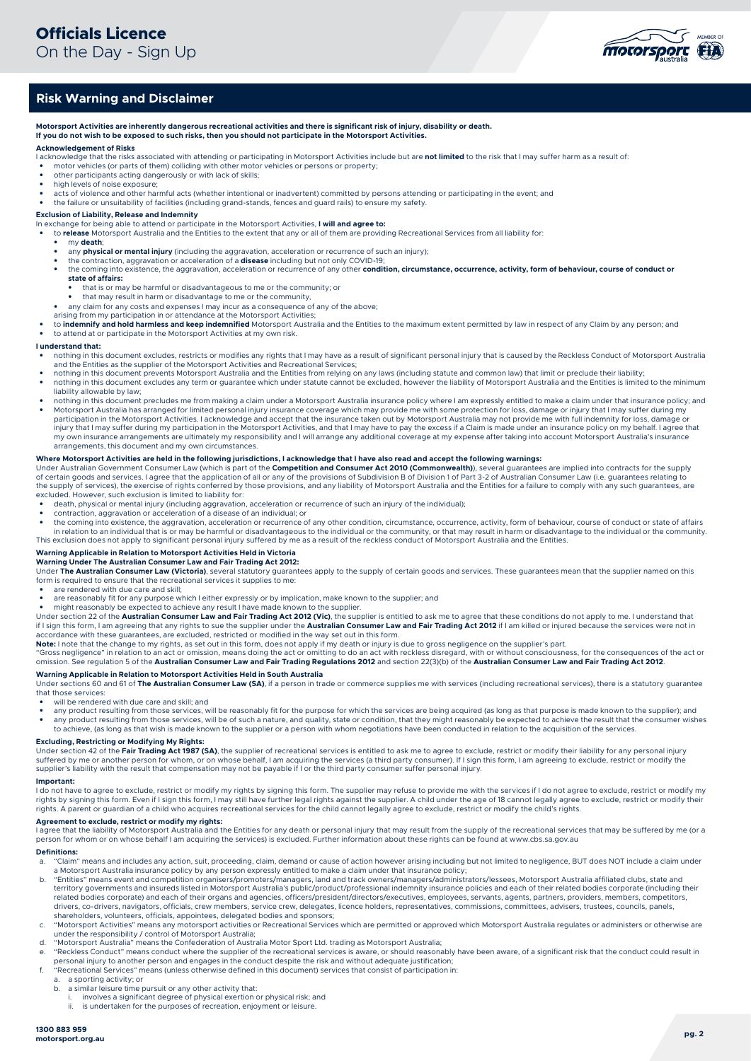# Officials Licence

On the Day - Sign Up

## Risk Warning and Disclaimer

**Motorsport Activities are inherently dangerous recreational activities and there is significant risk of injury, disability or death. If you do not wish to be exposed to such risks, then you should not participate in the Motorsport Activities.**

### Acknowledgement of Risks

I acknowledge that the risks associated with attending or participating in Motorsport Activities include but are **not limited** to the risk that I may suffer harm as a result of:

- motor vehicles (or parts of them) colliding with other motor vehicles or persons or property;
- other participants acting dangerously or with lack of skills;
- high levels of noise exposure;
- acts of violence and other harmful acts (whether intentional or inadvertent) committed by persons attending or participating in the event; and
- the failure or unsuitability of facilities (including grand-stands, fences and guard rails) to ensure my safety.

### Exclusion of Liability, Release and Indemnity

In exchange for being able to attend or participate in the Motorsport Activities, **I will and agree to:**

- to **release** Motorsport Australia and the Entities to the extent that any or all of them are providing Recreational Services from all liability for:
  - my **death**;
  - any **physical or mental injury** (including the aggravation, acceleration or recurrence of such an injury);
  - the contraction, aggravation or acceleration of a **disease** including but not only COVID-19;
  - the coming into existence, the aggravation, acceleration or recurrence of any other **condition, circumstance, occurrence, activity, form of behaviour, course of conduct or state of affairs:**
    - that is or may be harmful or disadvantageous to me or the community; or
    - that may result in harm or disadvantage to me or the community,
  - any claim for any costs and expenses I may incur as a consequence of any of the above;

  arising from my participation in or attendance at the Motorsport Activities;
- to **indemnify and hold harmless and keep indemnified** Motorsport Australia and the Entities to the maximum extent permitted by law in respect of any Claim by any person; and
- to attend at or participate in the Motorsport Activities at my own risk.

### I understand that:

- nothing in this document excludes, restricts or modifies any rights that I may have as a result of significant personal injury that is caused by the Reckless Conduct of Motorsport Australia and the Entities as the supplier of the Motorsport Activities and Recreational Services;
- nothing in this document prevents Motorsport Australia and the Entities from relying on any laws (including statute and common law) that limit or preclude their liability;
- nothing in this document excludes any term or guarantee which under statute cannot be excluded, however the liability of Motorsport Australia and the Entities is limited to the minimum liability allowable by law;
- nothing in this document precludes me from making a claim under a Motorsport Australia insurance policy where I am expressly entitled to make a claim under that insurance policy; and
- Motorsport Australia has arranged for limited personal injury insurance coverage which may provide me with some protection for loss, damage or injury that I may suffer during my participation in the Motorsport Activities. I acknowledge and accept that the insurance taken out by Motorsport Australia may not provide me with full indemnity for loss, damage or injury that I may suffer during my participation in the Motorsport Activities, and that I may have to pay the excess if a Claim is made under an insurance policy on my behalf. I agree that my own insurance arrangements are ultimately my responsibility and I will arrange any additional coverage at my expense after taking into account Motorsport Australia's insurance arrangements, this document and my own circumstances.

### Where Motorsport Activities are held in the following jurisdictions, I acknowledge that I have also read and accept the following warnings:

Under Australian Government Consumer Law (which is part of the **Competition and Consumer Act 2010 (Commonwealth)**), several guarantees are implied into contracts for the supply of certain goods and services. I agree that the application of all or any of the provisions of Subdivision B of Division 1 of Part 3-2 of Australian Consumer Law (i.e. guarantees relating to the supply of services), the exercise of rights conferred by those provisions, and any liability of Motorsport Australia and the Entities for a failure to comply with any such guarantees, are excluded. However, such exclusion is limited to liability for:

- death, physical or mental injury (including aggravation, acceleration or recurrence of such an injury of the individual);
- contraction, aggravation or acceleration of a disease of an individual; or
- the coming into existence, the aggravation, acceleration or recurrence of any other condition, circumstance, occurrence, activity, form of behaviour, course of conduct or state of affairs in relation to an individual that is or may be harmful or disadvantageous to the individual or the community, or that may result in harm or disadvantage to the individual or the community.

This exclusion does not apply to significant personal injury suffered by me as a result of the reckless conduct of Motorsport Australia and the Entities.

### Warning Applicable in Relation to Motorsport Activities Held in Victoria

#### Warning Under The Australian Consumer Law and Fair Trading Act 2012:

Under **The Australian Consumer Law (Victoria)**, several statutory guarantees apply to the supply of certain goods and services. These guarantees mean that the supplier named on this form is required to ensure that the recreational services it supplies to me:

- are rendered with due care and skill;
- are reasonably fit for any purpose which I either expressly or by implication, make known to the supplier; and
- might reasonably be expected to achieve any result I have made known to the supplier.

Under section 22 of the **Australian Consumer Law and Fair Trading Act 2012 (Vic)**, the supplier is entitled to ask me to agree that these conditions do not apply to me. I understand that if I sign this form, I am agreeing that any rights to sue the supplier under the **Australian Consumer Law and Fair Trading Act 2012** if I am killed or injured because the services were not in accordance with these guarantees, are excluded, restricted or modified in the way set out in this form.

**Note:** I note that the change to my rights, as set out in this form, does not apply if my death or injury is due to gross negligence on the supplier's part.

"Gross negligence" in relation to an act or omission, means doing the act or omitting to do an act with reckless disregard, with or without consciousness, for the consequences of the act or omission. See regulation 5 of the **Australian Consumer Law and Fair Trading Regulations 2012** and section 22(3)(b) of the **Australian Consumer Law and Fair Trading Act 2012**.

### Warning Applicable in Relation to Motorsport Activities Held in South Australia

Under sections 60 and 61 of **The Australian Consumer Law (SA)**, if a person in trade or commerce supplies me with services (including recreational services), there is a statutory guarantee that those services:

- will be rendered with due care and skill; and
- any product resulting from those services, will be reasonably fit for the purpose for which the services are being acquired (as long as that purpose is made known to the supplier); and
- any product resulting from those services, will be of such a nature, and quality, state or condition, that they might reasonably be expected to achieve the result that the consumer wishes to achieve, (as long as that wish is made known to the supplier or a person with whom negotiations have been conducted in relation to the acquisition of the services.

### Excluding, Restricting or Modifying My Rights:

Under section 42 of the **Fair Trading Act 1987 (SA)**, the supplier of recreational services is entitled to ask me to agree to exclude, restrict or modify their liability for any personal injury suffered by me or another person for whom, or on whose behalf, I am acquiring the services (a third party consumer). If I sign this form, I am agreeing to exclude, restrict or modify the supplier's liability with the result that compensation may not be payable if I or the third party consumer suffer personal injury.

### Important:

I do not have to agree to exclude, restrict or modify my rights by signing this form. The supplier may refuse to provide me with the services if I do not agree to exclude, restrict or modify my rights by signing this form. Even if I sign this form, I may still have further legal rights against the supplier. A child under the age of 18 cannot legally agree to exclude, restrict or modify their rights. A parent or guardian of a child who acquires recreational services for the child cannot legally agree to exclude, restrict or modify the child's rights.

### Agreement to exclude, restrict or modify my rights:

I agree that the liability of Motorsport Australia and the Entities for any death or personal injury that may result from the supply of the recreational services that may be suffered by me (or a person for whom or on whose behalf I am acquiring the services) is excluded. Further information about these rights can be found at www.cbs.sa.gov.au

### Definitions:

a. "Claim" means and includes any action, suit, proceeding, claim, demand or cause of action however arising including but not limited to negligence, BUT does NOT include a claim under a Motorsport Australia insurance policy by any person expressly entitled to make a claim under that insurance policy;

b. "Entities" means event and competition organisers/promoters/managers, land and track owners/managers/administrators/lessees, Motorsport Australia affiliated clubs, state and territory governments and insureds listed in Motorsport Australia's public/product/professional indemnity insurance policies and each of their related bodies corporate (including their related bodies corporate) and each of their organs and agencies, officers/president/directors/executives, employees, servants, agents, partners, providers, members, competitors, drivers, co-drivers, navigators, officials, crew members, service crew, delegates, licence holders, representatives, commissions, committees, advisers, trustees, councils, panels, shareholders, volunteers, officials, appointees, delegated bodies and sponsors;

c. "Motorsport Activities" means any motorsport activities or Recreational Services which are permitted or approved which Motorsport Australia regulates or administers or otherwise are under the responsibility / control of Motorsport Australia;

d. "Motorsport Australia" means the Confederation of Australia Motor Sport Ltd. trading as Motorsport Australia;

e. "Reckless Conduct" means conduct where the supplier of the recreational services is aware, or should reasonably have been aware, of a significant risk that the conduct could result in personal injury to another person and engages in the conduct despite the risk and without adequate justification;

f. "Recreational Services" means (unless otherwise defined in this document) services that consist of participation in:

   a. a sporting activity; or

   b. a similar leisure time pursuit or any other activity that:

      i. involves a significant degree of physical exertion or physical risk; and

      ii. is undertaken for the purposes of recreation, enjoyment or leisure.

1300 883 959
motorsport.org.au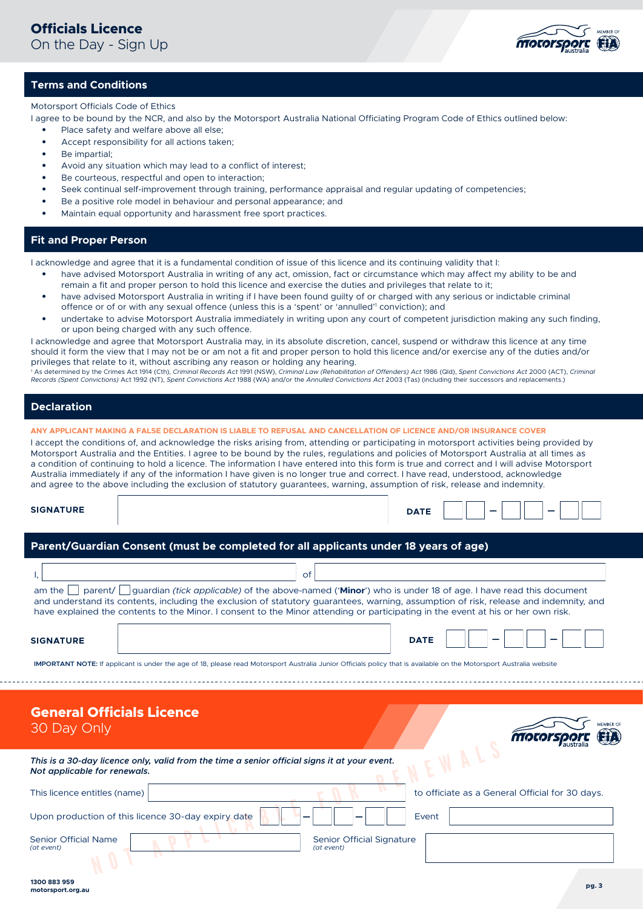# Officials Licence

On the Day - Sign Up

## Terms and Conditions

Motorsport Officials Code of Ethics

I agree to be bound by the NCR, and also by the Motorsport Australia National Officiating Program Code of Ethics outlined below:

- Place safety and welfare above all else;
- Accept responsibility for all actions taken;
- Be impartial;
- Avoid any situation which may lead to a conflict of interest;
- Be courteous, respectful and open to interaction;
- Seek continual self-improvement through training, performance appraisal and regular updating of competencies;
- Be a positive role model in behaviour and personal appearance; and
- Maintain equal opportunity and harassment free sport practices.

## Fit and Proper Person

I acknowledge and agree that it is a fundamental condition of issue of this licence and its continuing validity that I:

- have advised Motorsport Australia in writing of any act, omission, fact or circumstance which may affect my ability to be and remain a fit and proper person to hold this licence and exercise the duties and privileges that relate to it;
- have advised Motorsport Australia in writing if I have been found guilty of or charged with any serious or indictable criminal offence or of or with any sexual offence (unless this is a 'spent' or 'annulled'[1] conviction); and
- undertake to advise Motorsport Australia immediately in writing upon any court of competent jurisdiction making any such finding, or upon being charged with any such offence.

I acknowledge and agree that Motorsport Australia may, in its absolute discretion, cancel, suspend or withdraw this licence at any time should it form the view that I may not be or am not a fit and proper person to hold this licence and/or exercise any of the duties and/or privileges that relate to it, without ascribing any reason or holding any hearing.

[1] As determined by the Crimes Act 1914 (Cth), *Criminal Records Act* 1991 (NSW), *Criminal Law (Rehabilitation of Offenders) Act* 1986 (Qld), *Spent Convictions Act* 2000 (ACT), *Criminal Records (Spent Convictions)* Act 1992 (NT), *Spent Convictions Act* 1988 (WA) and/or the *Annulled Convictions Act* 2003 (Tas) (including their successors and replacements.)

## Declaration

**ANY APPLICANT MAKING A FALSE DECLARATION IS LIABLE TO REFUSAL AND CANCELLATION OF LICENCE AND/OR INSURANCE COVER**

I accept the conditions of, and acknowledge the risks arising from, attending or participating in motorsport activities being provided by Motorsport Australia and the Entities. I agree to be bound by the rules, regulations and policies of Motorsport Australia at all times as a condition of continuing to hold a licence. The information I have entered into this form is true and correct and I will advise Motorsport Australia immediately if any of the information I have given is no longer true and correct. I have read, understood, acknowledge and agree to the above including the exclusion of statutory guarantees, warning, assumption of risk, release and indemnity.

**SIGNATURE** ____________________ **DATE** __ __ – __ __ – __ __

## Parent/Guardian Consent (must be completed for all applicants under 18 years of age)

I, ____________________ of ____________________

am the ☐ parent/ ☐ guardian *(tick applicable)* of the above-named ('**Minor**') who is under 18 of age. I have read this document and understand its contents, including the exclusion of statutory guarantees, warning, assumption of risk, release and indemnity, and have explained the contents to the Minor. I consent to the Minor attending or participating in the event at his or her own risk.

**SIGNATURE** ____________________ **DATE** __ __ – __ __ – __ __

**IMPORTANT NOTE:** If applicant is under the age of 18, please read Motorsport Australia Junior Officials policy that is available on the Motorsport Australia website

# General Officials Licence

30 Day Only

***This is a 30-day licence only, valid from the time a senior official signs it at your event. Not applicable for renewals.***

NOT APPLICABLE FOR RENEWALS

This licence entitles (name) ____________________ to officiate as a General Official for 30 days.

Upon production of this licence 30-day expiry date __ __ – __ __ – __ __ Event ____________________

Senior Official Name *(at event)* ____________________ Senior Official Signature *(at event)* ____________________

1300 883 959
motorsport.org.au